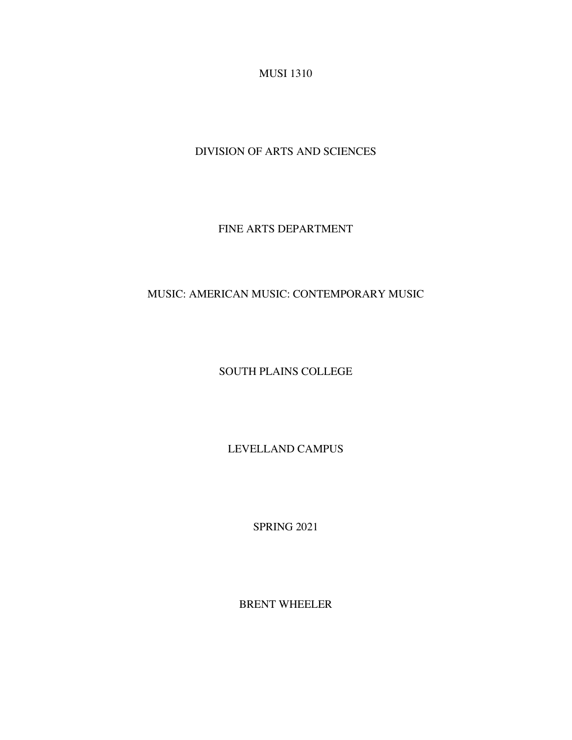MUSI 1310

DIVISION OF ARTS AND SCIENCES

FINE ARTS DEPARTMENT

MUSIC: AMERICAN MUSIC: CONTEMPORARY MUSIC

SOUTH PLAINS COLLEGE

LEVELLAND CAMPUS

SPRING 2021

BRENT WHEELER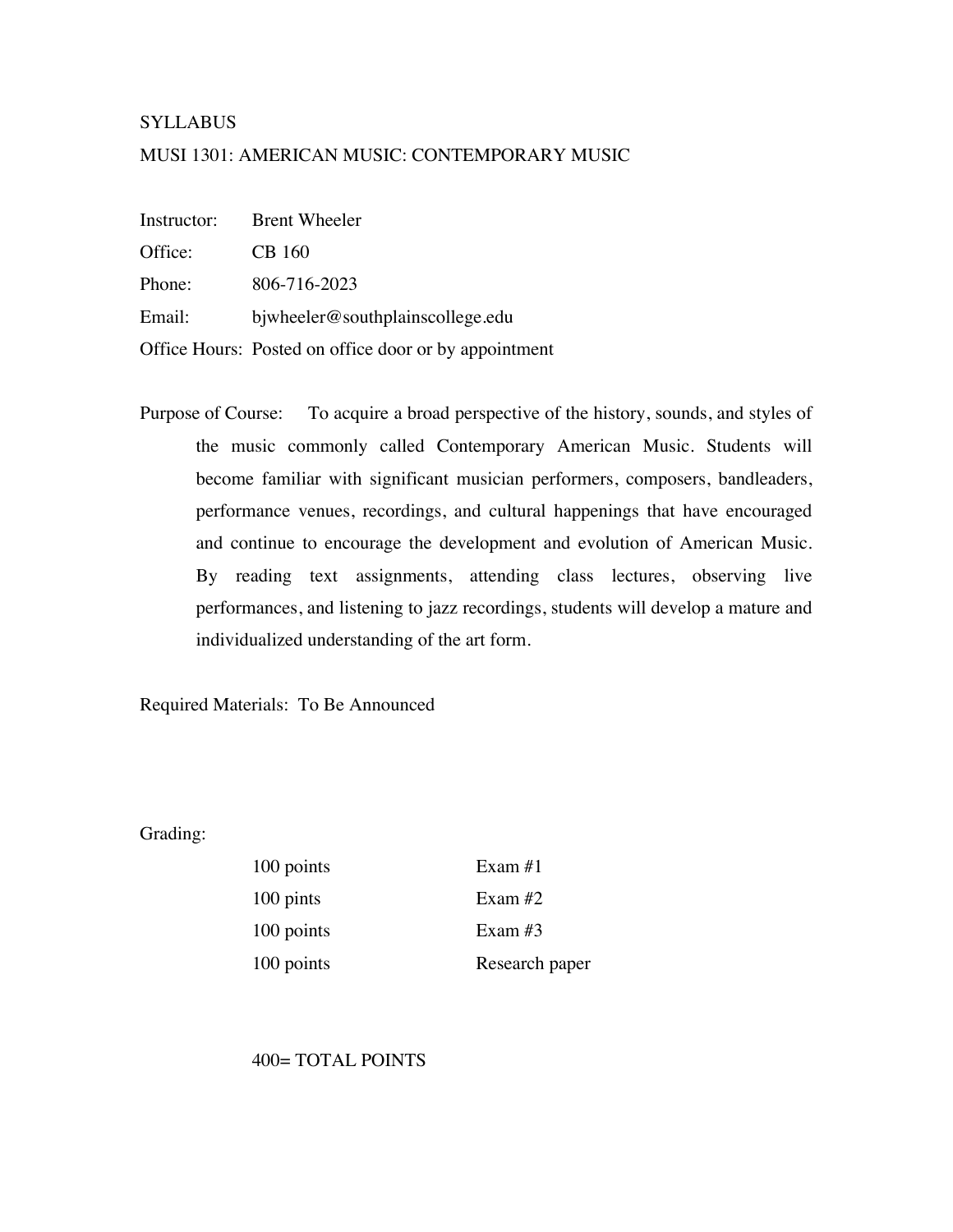SYLLABUS

MUSI 1301: AMERICAN MUSIC: CONTEMPORARY MUSIC

Instructor: Brent Wheeler

Office: CB 160

Phone: 806-716-2023

Email: bjwheeler@southplainscollege.edu

Office Hours: Posted on office door or by appointment

Purpose of Course: To acquire a broad perspective of the history, sounds, and styles of the music commonly called Contemporary American Music. Students will become familiar with significant musician performers, composers, bandleaders, performance venues, recordings, and cultural happenings that have encouraged and continue to encourage the development and evolution of American Music. By reading text assignments, attending class lectures, observing live performances, and listening to jazz recordings, students will develop a mature and individualized understanding of the art form.

Required Materials: To Be Announced

Grading:

| | |
|---|---|
| 100 points | Exam #1 |
| 100 pints | Exam #2 |
| 100 points | Exam #3 |
| 100 points | Research paper |

400= TOTAL POINTS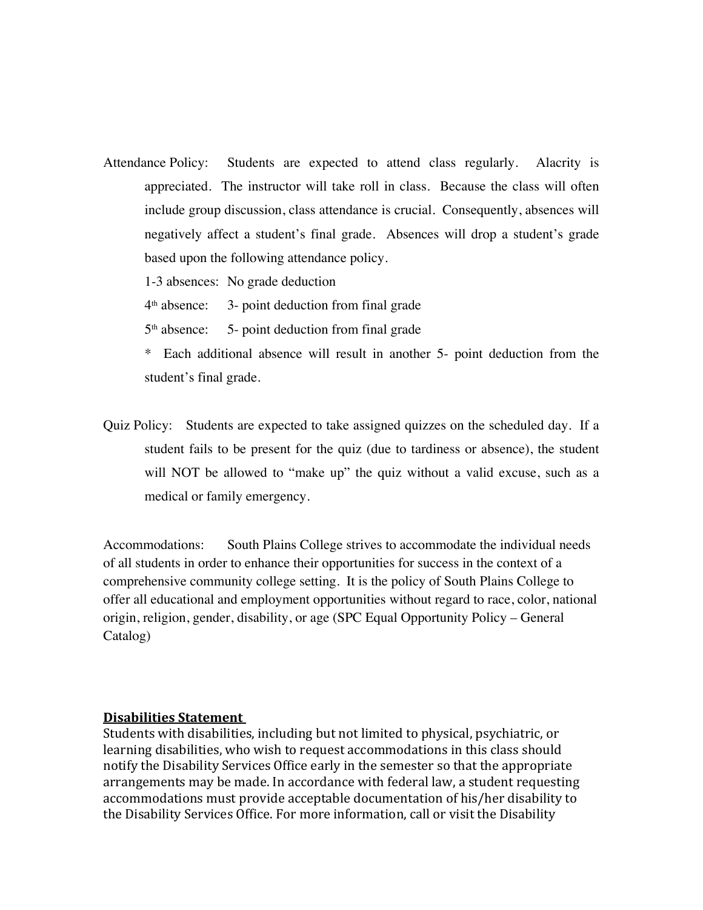Attendance Policy: Students are expected to attend class regularly. Alacrity is appreciated. The instructor will take roll in class. Because the class will often include group discussion, class attendance is crucial. Consequently, absences will negatively affect a student's final grade. Absences will drop a student's grade based upon the following attendance policy.

1-3 absences: No grade deduction

4th absence: 3- point deduction from final grade

5th absence: 5- point deduction from final grade

* Each additional absence will result in another 5- point deduction from the student's final grade.

Quiz Policy: Students are expected to take assigned quizzes on the scheduled day. If a student fails to be present for the quiz (due to tardiness or absence), the student will NOT be allowed to "make up" the quiz without a valid excuse, such as a medical or family emergency.

Accommodations: South Plains College strives to accommodate the individual needs of all students in order to enhance their opportunities for success in the context of a comprehensive community college setting. It is the policy of South Plains College to offer all educational and employment opportunities without regard to race, color, national origin, religion, gender, disability, or age (SPC Equal Opportunity Policy – General Catalog)

**Disabilities Statement**

Students with disabilities, including but not limited to physical, psychiatric, or learning disabilities, who wish to request accommodations in this class should notify the Disability Services Office early in the semester so that the appropriate arrangements may be made. In accordance with federal law, a student requesting accommodations must provide acceptable documentation of his/her disability to the Disability Services Office. For more information, call or visit the Disability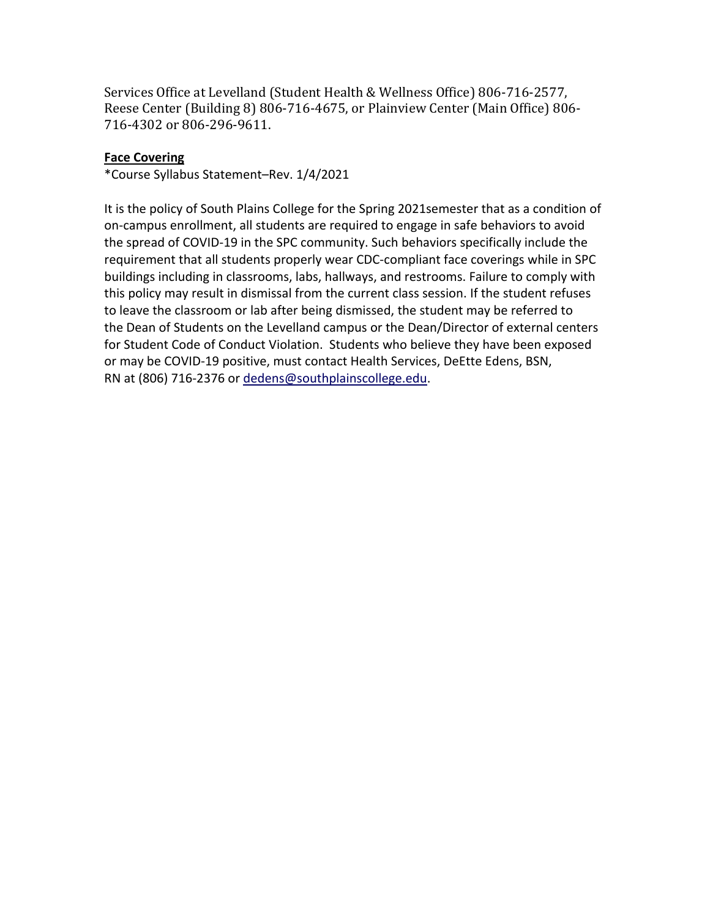Services Office at Levelland (Student Health & Wellness Office) 806-716-2577, Reese Center (Building 8) 806-716-4675, or Plainview Center (Main Office) 806-716-4302 or 806-296-9611.

**Face Covering**

*Course Syllabus Statement–Rev. 1/4/2021

It is the policy of South Plains College for the Spring 2021semester that as a condition of on-campus enrollment, all students are required to engage in safe behaviors to avoid the spread of COVID-19 in the SPC community. Such behaviors specifically include the requirement that all students properly wear CDC-compliant face coverings while in SPC buildings including in classrooms, labs, hallways, and restrooms. Failure to comply with this policy may result in dismissal from the current class session. If the student refuses to leave the classroom or lab after being dismissed, the student may be referred to the Dean of Students on the Levelland campus or the Dean/Director of external centers for Student Code of Conduct Violation. Students who believe they have been exposed or may be COVID-19 positive, must contact Health Services, DeEtte Edens, BSN, RN at (806) 716-2376 or dedens@southplainscollege.edu.